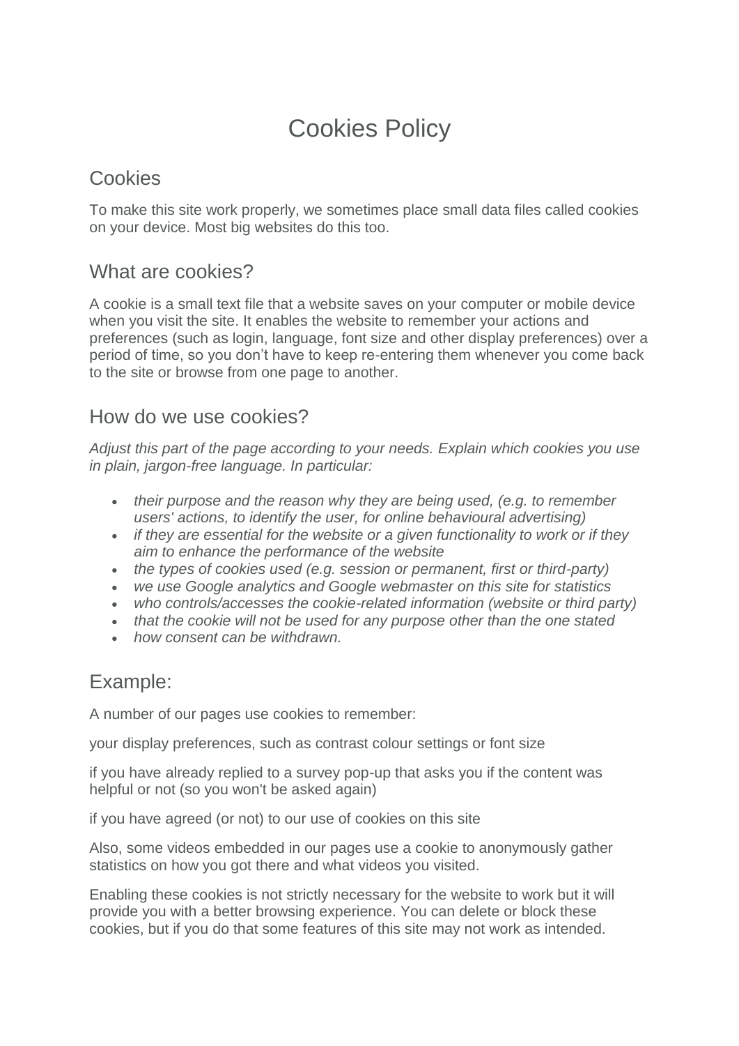# Cookies Policy

## Cookies

To make this site work properly, we sometimes place small data files called cookies on your device. Most big websites do this too.

## What are cookies?

A cookie is a small text file that a website saves on your computer or mobile device when you visit the site. It enables the website to remember your actions and preferences (such as login, language, font size and other display preferences) over a period of time, so you don’t have to keep re-entering them whenever you come back to the site or browse from one page to another.

## How do we use cookies?

*Adjust this part of the page according to your needs. Explain which cookies you use in plain, jargon-free language. In particular:*

- *their purpose and the reason why they are being used, (e.g. to remember users' actions, to identify the user, for online behavioural advertising)*
- *if they are essential for the website or a given functionality to work or if they aim to enhance the performance of the website*
- *the types of cookies used (e.g. session or permanent, first or third-party)*
- *we use Google analytics and Google webmaster on this site for statistics*
- *who controls/accesses the cookie-related information (website or third party)*
- *that the cookie will not be used for any purpose other than the one stated*
- *how consent can be withdrawn.*

## Example:

A number of our pages use cookies to remember:

your display preferences, such as contrast colour settings or font size

if you have already replied to a survey pop-up that asks you if the content was helpful or not (so you won't be asked again)

if you have agreed (or not) to our use of cookies on this site

Also, some videos embedded in our pages use a cookie to anonymously gather statistics on how you got there and what videos you visited.

Enabling these cookies is not strictly necessary for the website to work but it will provide you with a better browsing experience. You can delete or block these cookies, but if you do that some features of this site may not work as intended.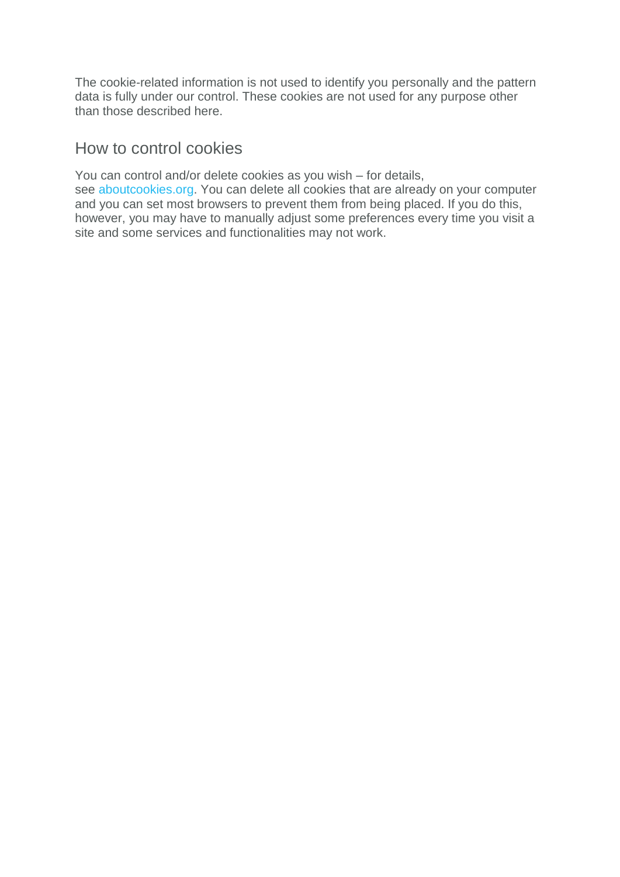The cookie-related information is not used to identify you personally and the pattern data is fully under our control. These cookies are not used for any purpose other than those described here.

## How to control cookies

You can control and/or delete cookies as you wish – for details, see aboutcookies.org. You can delete all cookies that are already on your computer and you can set most browsers to prevent them from being placed. If you do this, however, you may have to manually adjust some preferences every time you visit a site and some services and functionalities may not work.